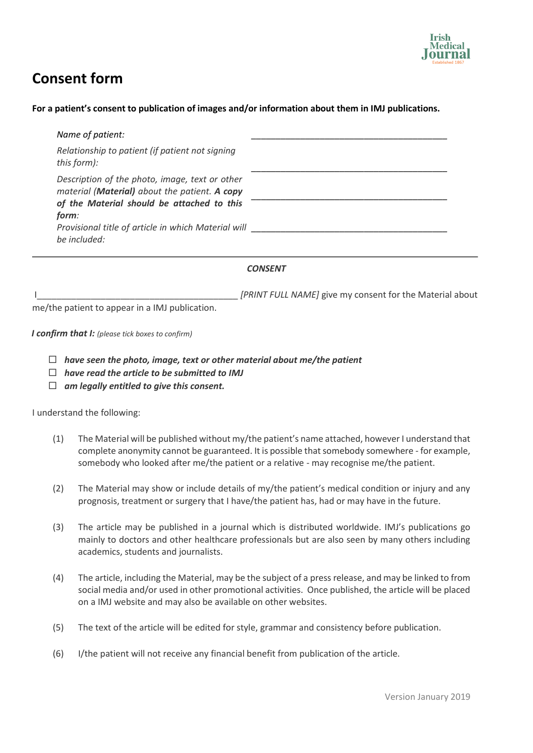# Consent form

**For a patient's consent to publication of images and/or information about them in IMJ publications.**

| | |
|---|---|
| *Name of patient:* | ________________________________________ |
| *Relationship to patient (if patient not signing this form):* | ________________________________________ |
| *Description of the photo, image, text or other material (**Material**) about the patient. **A copy of the Material should be attached to this form**:* | ________________________________________ |
| *Provisional title of article in which Material will be included:* | ________________________________________ |

---

***CONSENT***

I_________________________________________ *[PRINT FULL NAME]* give my consent for the Material about me/the patient to appear in a IMJ publication.

***I confirm that I:*** *(please tick boxes to confirm)*

- ☐ ***have seen the photo, image, text or other material about me/the patient***
- ☐ ***have read the article to be submitted to IMJ***
- ☐ ***am legally entitled to give this consent.***

I understand the following:

(1) The Material will be published without my/the patient's name attached, however I understand that complete anonymity cannot be guaranteed. It is possible that somebody somewhere - for example, somebody who looked after me/the patient or a relative - may recognise me/the patient.

(2) The Material may show or include details of my/the patient's medical condition or injury and any prognosis, treatment or surgery that I have/the patient has, had or may have in the future.

(3) The article may be published in a journal which is distributed worldwide. IMJ's publications go mainly to doctors and other healthcare professionals but are also seen by many others including academics, students and journalists.

(4) The article, including the Material, may be the subject of a press release, and may be linked to from social media and/or used in other promotional activities. Once published, the article will be placed on a IMJ website and may also be available on other websites.

(5) The text of the article will be edited for style, grammar and consistency before publication.

(6) I/the patient will not receive any financial benefit from publication of the article.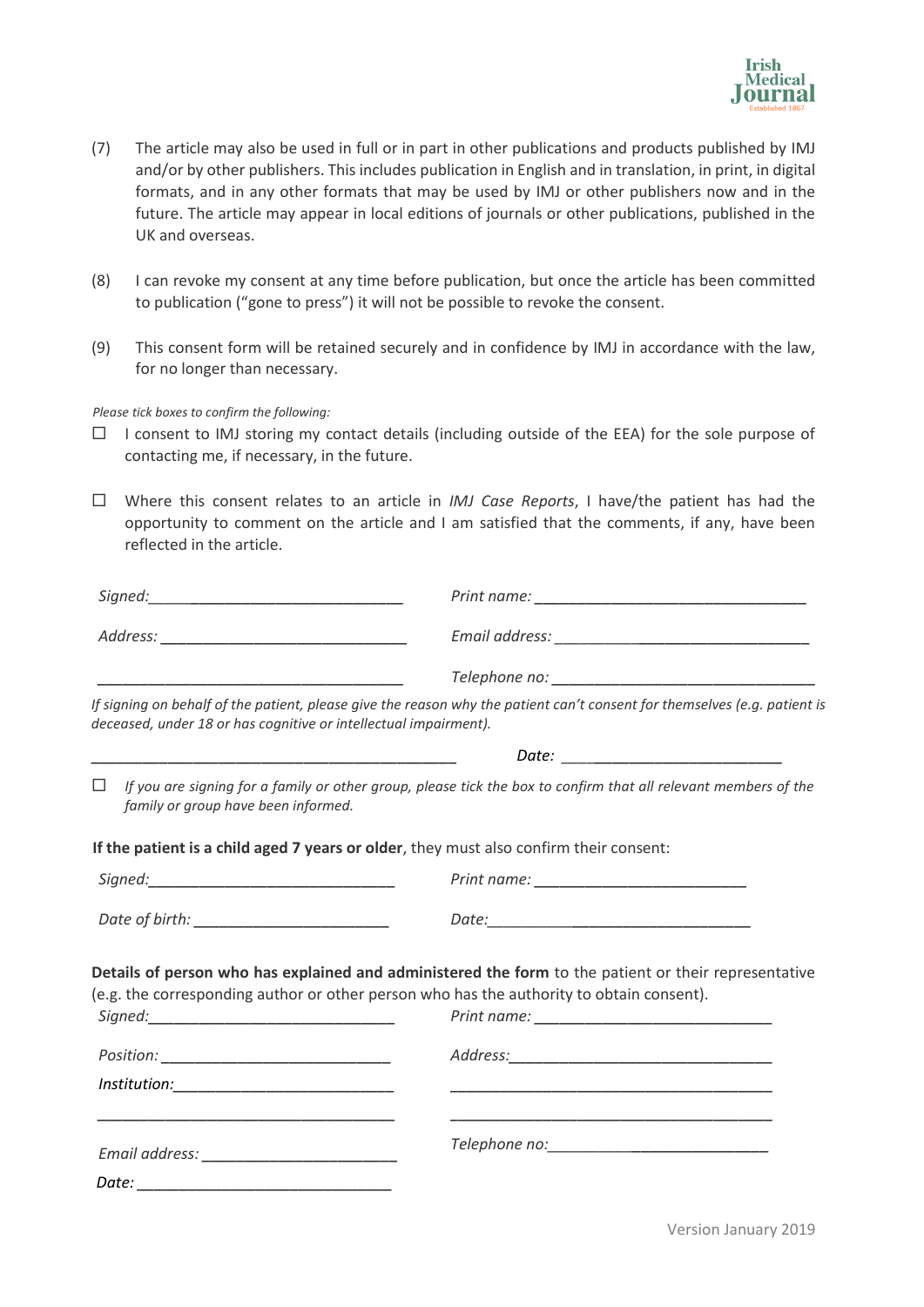(7) The article may also be used in full or in part in other publications and products published by IMJ and/or by other publishers. This includes publication in English and in translation, in print, in digital formats, and in any other formats that may be used by IMJ or other publishers now and in the future. The article may appear in local editions of journals or other publications, published in the UK and overseas.

(8) I can revoke my consent at any time before publication, but once the article has been committed to publication ("gone to press") it will not be possible to revoke the consent.

(9) This consent form will be retained securely and in confidence by IMJ in accordance with the law, for no longer than necessary.

*Please tick boxes to confirm the following:*

☐ I consent to IMJ storing my contact details (including outside of the EEA) for the sole purpose of contacting me, if necessary, in the future.

☐ Where this consent relates to an article in *IMJ Case Reports*, I have/the patient has had the opportunity to comment on the article and I am satisfied that the comments, if any, have been reflected in the article.

*Signed:*______________________________ *Print name:* ________________________________

*Address:* _____________________________ *Email address:* ______________________________

_____________________________________ *Telephone no:* _______________________________

*If signing on behalf of the patient, please give the reason why the patient can't consent for themselves (e.g. patient is deceased, under 18 or has cognitive or intellectual impairment).*

___________________________________________ *Date:* __________________________

☐ *If you are signing for a family or other group, please tick the box to confirm that all relevant members of the family or group have been informed.*

**If the patient is a child aged 7 years or older**, they must also confirm their consent:

*Signed:*______________________________ *Print name:* _________________________

*Date of birth:* _______________________ *Date:*_______________________________

**Details of person who has explained and administered the form** to the patient or their representative (e.g. the corresponding author or other person who has the authority to obtain consent).

*Signed:*______________________________ *Print name:* ____________________________

*Position:* ____________________________ *Address:*_______________________________

*Institution:*__________________________ ______________________________________

_____________________________________ ______________________________________

*Email address:* _______________________ *Telephone no:*__________________________

*Date:* ______________________________

Version January 2019